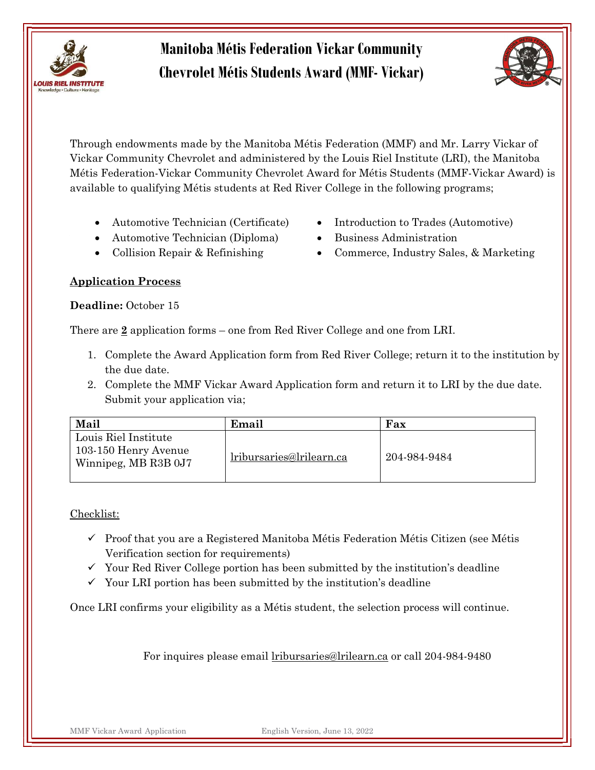# Manitoba Métis Federation Vickar Community Chevrolet Métis Students Award (MMF- Vickar)

Through endowments made by the Manitoba Métis Federation (MMF) and Mr. Larry Vickar of Vickar Community Chevrolet and administered by the Louis Riel Institute (LRI), the Manitoba Métis Federation-Vickar Community Chevrolet Award for Métis Students (MMF-Vickar Award) is available to qualifying Métis students at Red River College in the following programs;

- Automotive Technician (Certificate)
- Automotive Technician (Diploma)
- Collision Repair & Refinishing
- Introduction to Trades (Automotive)
- Business Administration
- Commerce, Industry Sales, & Marketing

## Application Process

**Deadline:** October 15

There are **2** application forms – one from Red River College and one from LRI.

1. Complete the Award Application form from Red River College; return it to the institution by the due date.
2. Complete the MMF Vickar Award Application form and return it to LRI by the due date. Submit your application via;

| Mail | Email | Fax |
|---|---|---|
| Louis Riel Institute<br>103-150 Henry Avenue<br>Winnipeg, MB R3B 0J7 | lribursaries@lrilearn.ca | 204-984-9484 |

Checklist:

- ✓ Proof that you are a Registered Manitoba Métis Federation Métis Citizen (see Métis Verification section for requirements)
- ✓ Your Red River College portion has been submitted by the institution's deadline
- ✓ Your LRI portion has been submitted by the institution's deadline

Once LRI confirms your eligibility as a Métis student, the selection process will continue.

For inquires please email lribursaries@lrilearn.ca or call 204-984-9480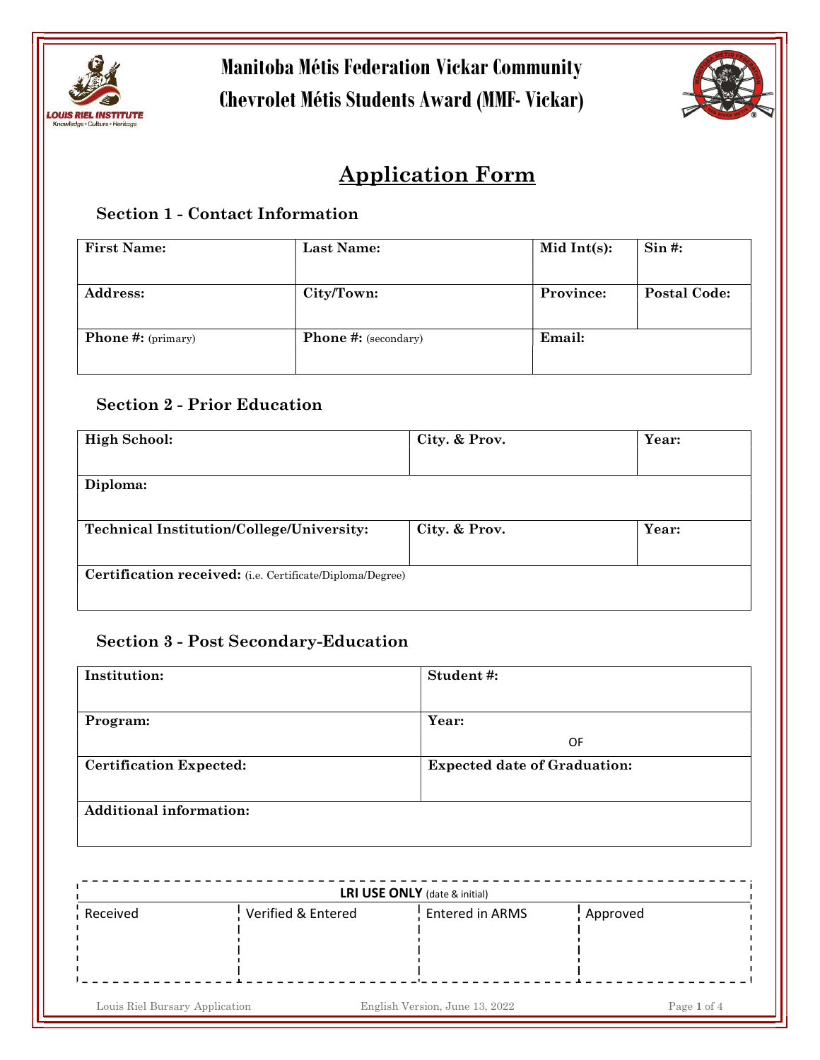# Manitoba Métis Federation Vickar Community Chevrolet Métis Students Award (MMF- Vickar)

## Application Form

### Section 1 - Contact Information

| **First Name:** | **Last Name:** | **Mid Int(s):** | **Sin #:** |
|---|---|---|---|
| **Address:** | **City/Town:** | **Province:** | **Postal Code:** |
| **Phone #:** (primary) | **Phone #:** (secondary) | **Email:** | |

### Section 2 - Prior Education

| **High School:** | **City. & Prov.** | **Year:** |
|---|---|---|
| **Diploma:** | | |
| **Technical Institution/College/University:** | **City. & Prov.** | **Year:** |
| **Certification received:** (i.e. Certificate/Diploma/Degree) | | |

### Section 3 - Post Secondary-Education

| **Institution:** | **Student #:** |
|---|---|
| **Program:** | **Year:** OF |
| **Certification Expected:** | **Expected date of Graduation:** |
| **Additional information:** | |

| **LRI USE ONLY** (date & initial) | | | |
|---|---|---|---|
| Received | Verified & Entered | Entered in ARMS | Approved |
| | | | |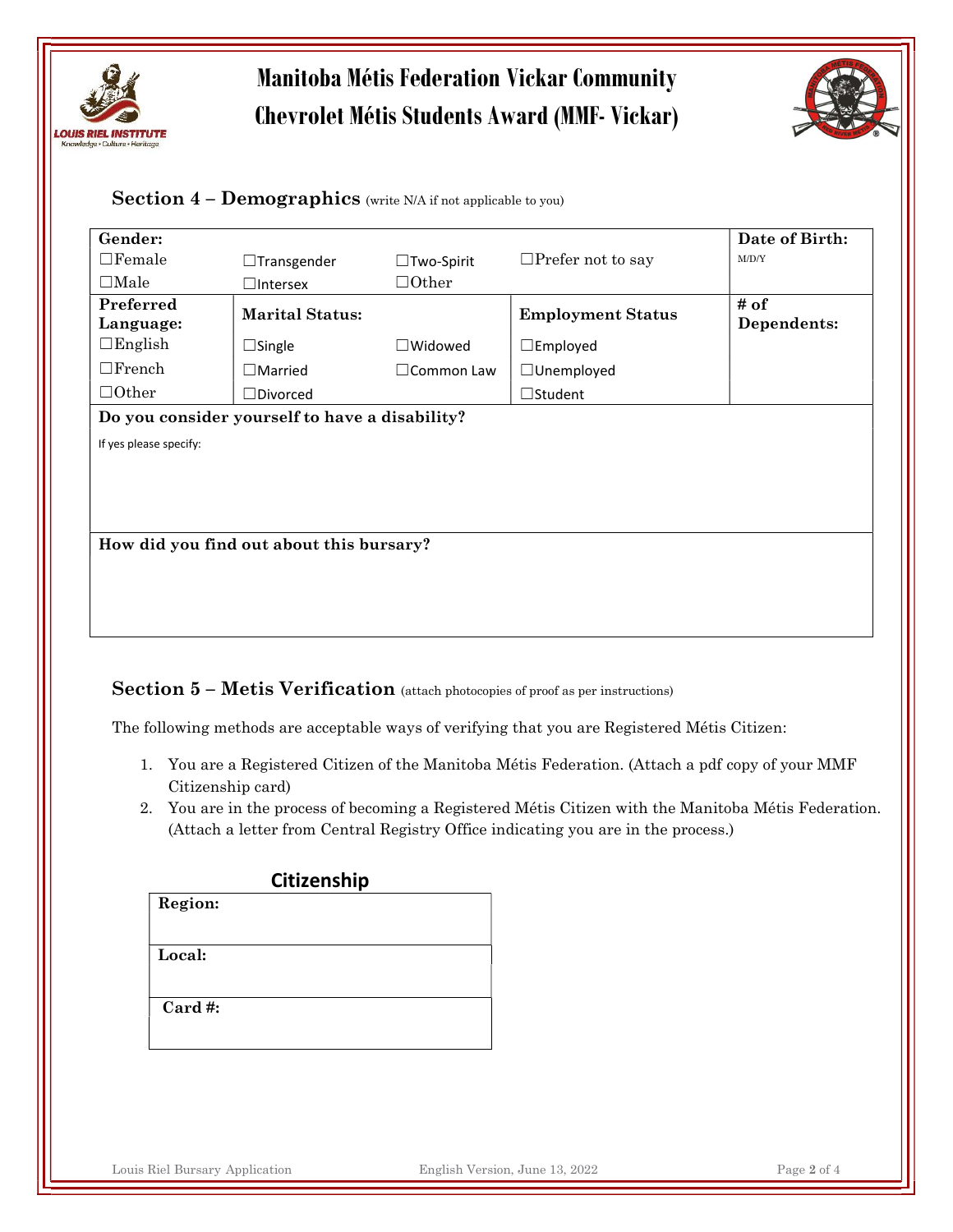# Manitoba Métis Federation Vickar Community Chevrolet Métis Students Award (MMF- Vickar)

## Section 4 – Demographics (write N/A if not applicable to you)

| **Gender:** | | | | **Date of Birth:** |
|---|---|---|---|---|
| ☐Female | ☐Transgender | ☐Two-Spirit | ☐Prefer not to say | M/D/Y |
| ☐Male | ☐Intersex | ☐Other | | |
| **Preferred Language:** | **Marital Status:** | | **Employment Status** | **# of Dependents:** |
| ☐English | ☐Single | ☐Widowed | ☐Employed | |
| ☐French | ☐Married | ☐Common Law | ☐Unemployed | |
| ☐Other | ☐Divorced | | ☐Student | |

**Do you consider yourself to have a disability?**

If yes please specify:

**How did you find out about this bursary?**

## Section 5 – Metis Verification (attach photocopies of proof as per instructions)

The following methods are acceptable ways of verifying that you are Registered Métis Citizen:

1. You are a Registered Citizen of the Manitoba Métis Federation. (Attach a pdf copy of your MMF Citizenship card)
2. You are in the process of becoming a Registered Métis Citizen with the Manitoba Métis Federation. (Attach a letter from Central Registry Office indicating you are in the process.)

**Citizenship**

| **Region:** |
|---|
| **Local:** |
| **Card #:** |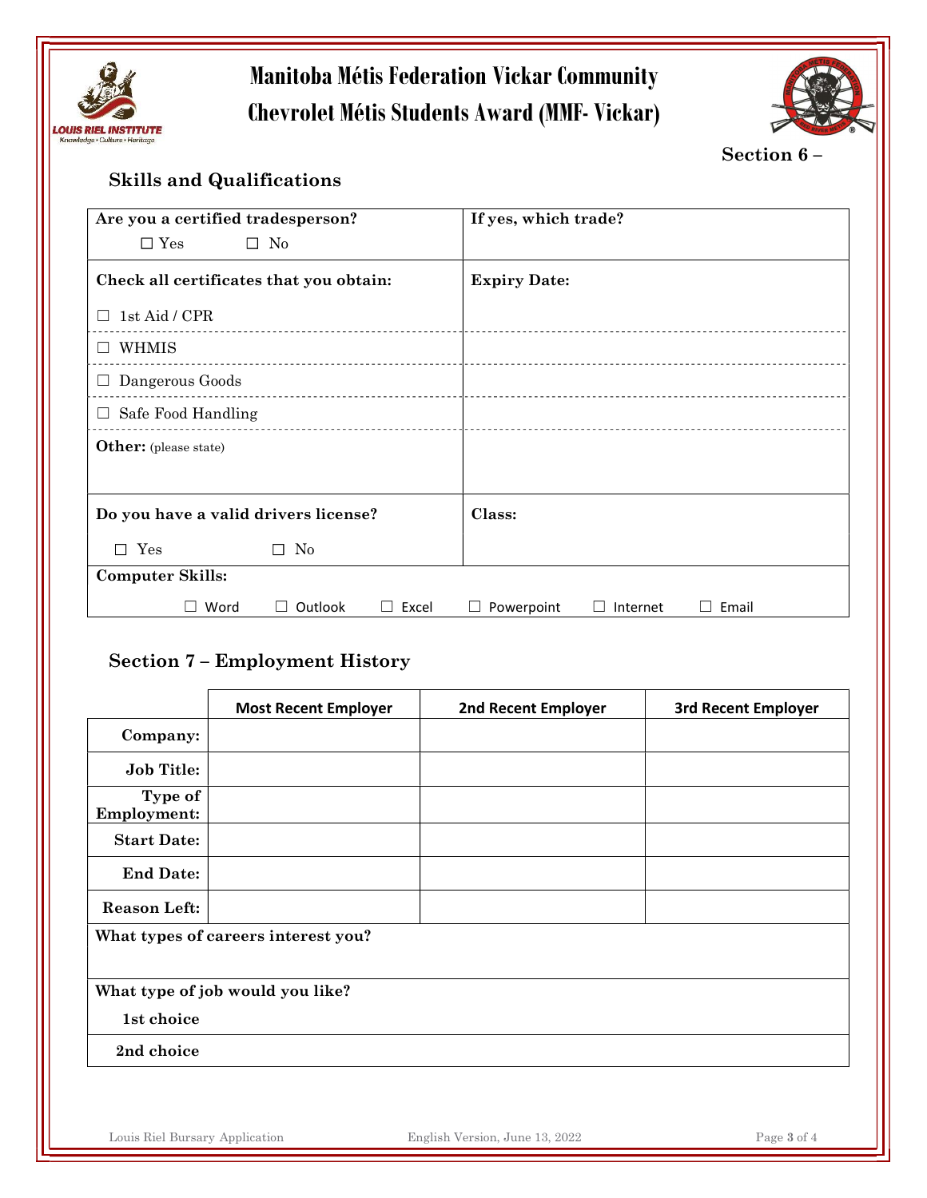# Manitoba Métis Federation Vickar Community Chevrolet Métis Students Award (MMF- Vickar)

## Section 6 – Skills and Qualifications

| **Are you a certified tradesperson?** ☐ Yes ☐ No | **If yes, which trade?** |
|---|---|
| **Check all certificates that you obtain:** | **Expiry Date:** |
| ☐ 1st Aid / CPR | |
| ☐ WHMIS | |
| ☐ Dangerous Goods | |
| ☐ Safe Food Handling | |
| **Other:** (please state) | |
| **Do you have a valid drivers license?** ☐ Yes ☐ No | **Class:** |
| **Computer Skills:** ☐ Word ☐ Outlook ☐ Excel ☐ Powerpoint ☐ Internet ☐ Email | |

## Section 7 – Employment History

| | **Most Recent Employer** | **2nd Recent Employer** | **3rd Recent Employer** |
|---|---|---|---|
| **Company:** | | | |
| **Job Title:** | | | |
| **Type of Employment:** | | | |
| **Start Date:** | | | |
| **End Date:** | | | |
| **Reason Left:** | | | |

**What types of careers interest you?**

**What type of job would you like?**

**1st choice**

**2nd choice**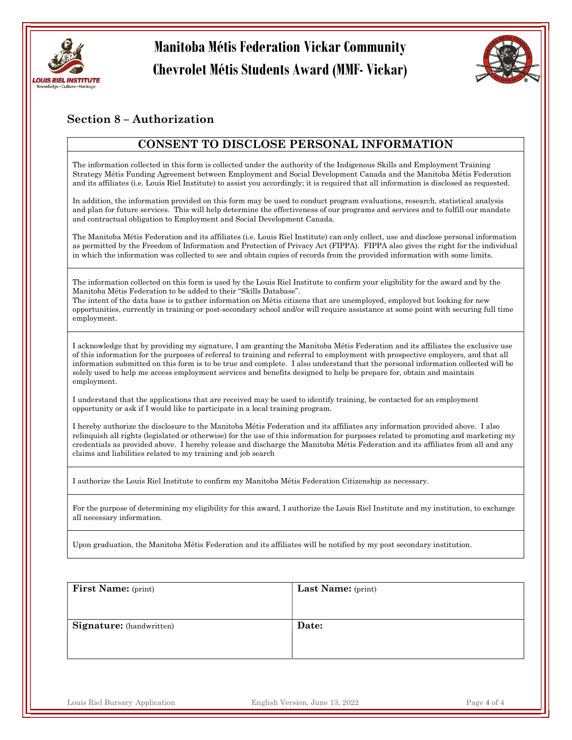# Manitoba Métis Federation Vickar Community Chevrolet Métis Students Award (MMF- Vickar)

## Section 8 – Authorization

### CONSENT TO DISCLOSE PERSONAL INFORMATION

The information collected in this form is collected under the authority of the Indigenous Skills and Employment Training Strategy Métis Funding Agreement between Employment and Social Development Canada and the Manitoba Métis Federation and its affiliates (i.e. Louis Riel Institute) to assist you accordingly; it is required that all information is disclosed as requested.

In addition, the information provided on this form may be used to conduct program evaluations, research, statistical analysis and plan for future services. This will help determine the effectiveness of our programs and services and to fulfill our mandate and contractual obligation to Employment and Social Development Canada.

The Manitoba Métis Federation and its affiliates (i.e. Louis Riel Institute) can only collect, use and disclose personal information as permitted by the Freedom of Information and Protection of Privacy Act (FIPPA). FIPPA also gives the right for the individual in which the information was collected to see and obtain copies of records from the provided information with some limits.

The information collected on this form is used by the Louis Riel Institute to confirm your eligibility for the award and by the Manitoba Métis Federation to be added to their "Skills Database".
The intent of the data base is to gather information on Métis citizens that are unemployed, employed but looking for new opportunities, currently in training or post-secondary school and/or will require assistance at some point with securing full time employment.

I acknowledge that by providing my signature, I am granting the Manitoba Métis Federation and its affiliates the exclusive use of this information for the purposes of referral to training and referral to employment with prospective employers, and that all information submitted on this form is to be true and complete. I also understand that the personal information collected will be solely used to help me access employment services and benefits designed to help be prepare for, obtain and maintain employment.

I understand that the applications that are received may be used to identify training, be contacted for an employment opportunity or ask if I would like to participate in a local training program.

I hereby authorize the disclosure to the Manitoba Métis Federation and its affiliates any information provided above. I also relinquish all rights (legislated or otherwise) for the use of this information for purposes related to promoting and marketing my credentials as provided above. I hereby release and discharge the Manitoba Métis Federation and its affiliates from all and any claims and liabilities related to my training and job search

I authorize the Louis Riel Institute to confirm my Manitoba Métis Federation Citizenship as necessary.

For the purpose of determining my eligibility for this award, I authorize the Louis Riel Institute and my institution, to exchange all necessary information.

Upon graduation, the Manitoba Métis Federation and its affiliates will be notified by my post secondary institution.

| | |
|---|---|
| **First Name:** (print) | **Last Name:** (print) |
| **Signature:** (handwritten) | **Date:** |